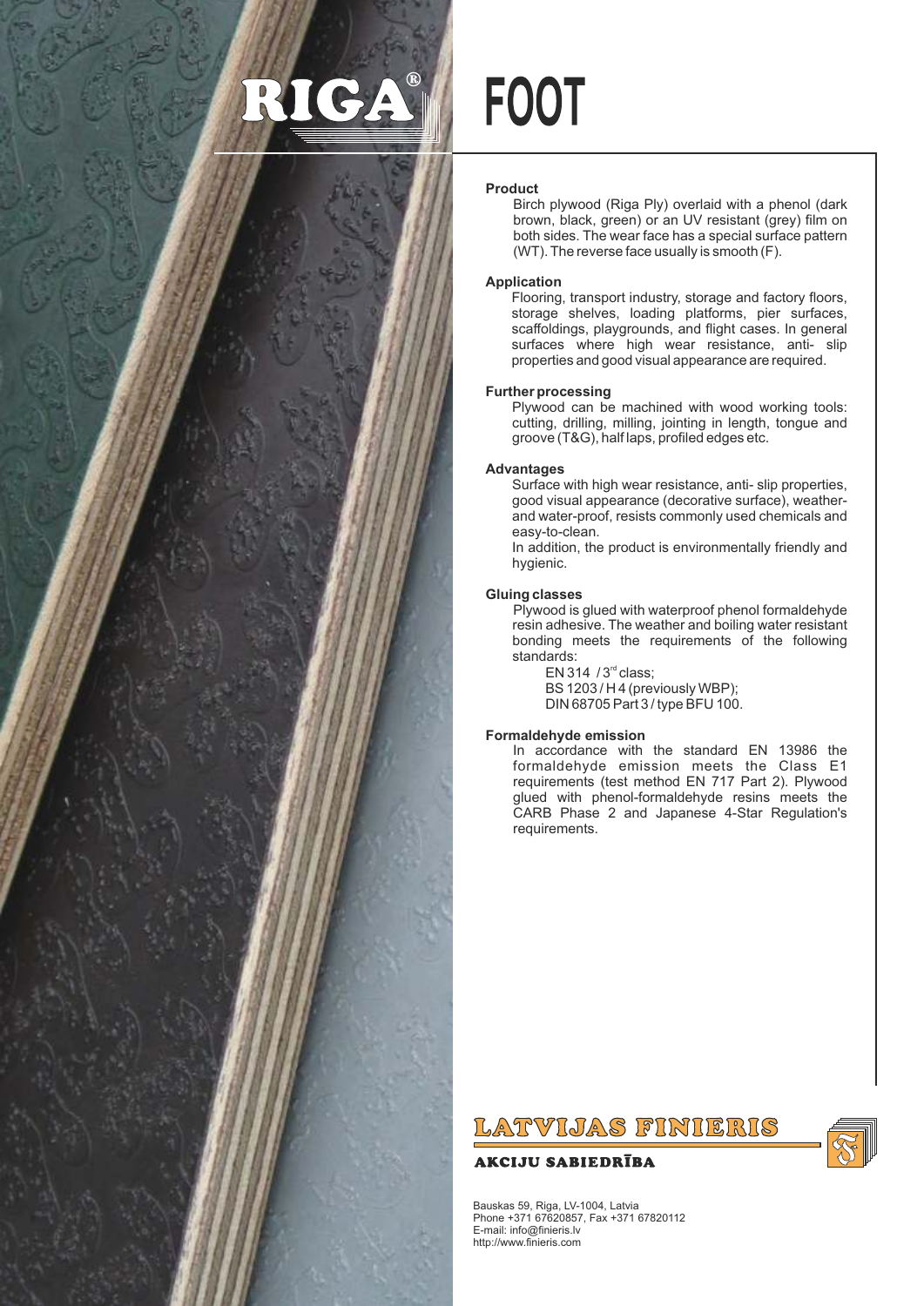# RIGA® FOOT

**Product**

Birch plywood (Riga Ply) overlaid with a phenol (dark brown, black, green) or an UV resistant (grey) film on both sides. The wear face has a special surface pattern (WT). The reverse face usually is smooth (F).

**Application**

Flooring, transport industry, storage and factory floors, storage shelves, loading platforms, pier surfaces, scaffoldings, playgrounds, and flight cases. In general surfaces where high wear resistance, anti- slip properties and good visual appearance are required.

**Further processing**

Plywood can be machined with wood working tools: cutting, drilling, milling, jointing in length, tongue and groove (T&G), half laps, profiled edges etc.

**Advantages**

Surface with high wear resistance, anti- slip properties, good visual appearance (decorative surface), weather- and water-proof, resists commonly used chemicals and easy-to-clean.

In addition, the product is environmentally friendly and hygienic.

**Gluing classes**

Plywood is glued with waterproof phenol formaldehyde resin adhesive. The weather and boiling water resistant bonding meets the requirements of the following standards:

EN 314 / 3rd class;
BS 1203 / H 4 (previously WBP);
DIN 68705 Part 3 / type BFU 100.

**Formaldehyde emission**

In accordance with the standard EN 13986 the formaldehyde emission meets the Class E1 requirements (test method EN 717 Part 2). Plywood glued with phenol-formaldehyde resins meets the CARB Phase 2 and Japanese 4-Star Regulation's requirements.

**LATVIJAS FINIERIS**

**AKCIJU SABIEDRĪBA**

Bauskas 59, Riga, LV-1004, Latvia
Phone +371 67620857, Fax +371 67820112
E-mail: info@finieris.lv
http://www.finieris.com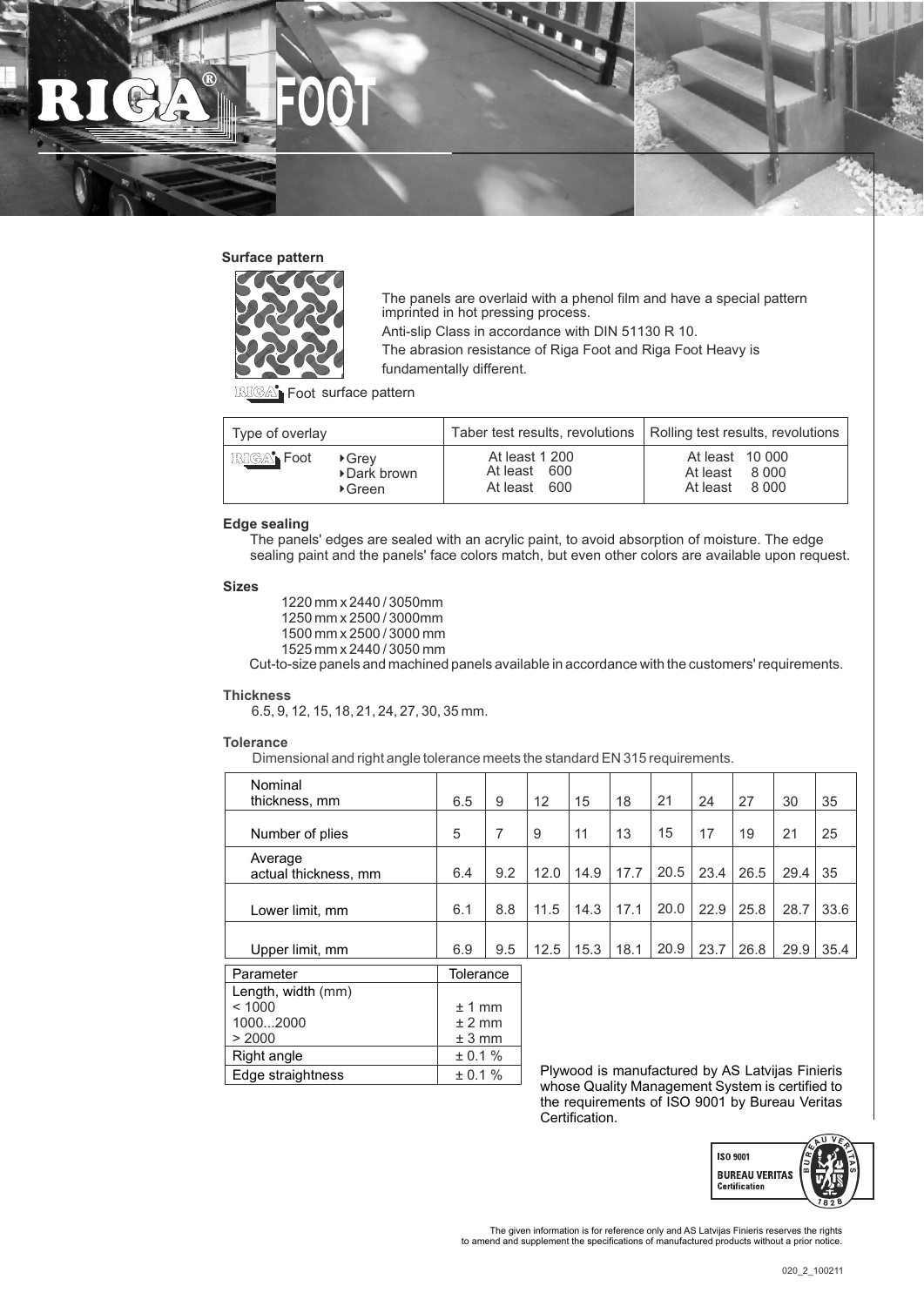# RIGA® FOOT

**Surface pattern**

The panels are overlaid with a phenol film and have a special pattern imprinted in hot pressing process.

Anti-slip Class in accordance with DIN 51130 R 10.

The abrasion resistance of Riga Foot and Riga Foot Heavy is fundamentally different.

RIGA Foot surface pattern

| Type of overlay | | Taber test results, revolutions | Rolling test results, revolutions |
|---|---|---|---|
| RIGA Foot | Grey | At least 1 200 | At least 10 000 |
| | Dark brown | At least 600 | At least 8 000 |
| | Green | At least 600 | At least 8 000 |

**Edge sealing**

The panels' edges are sealed with an acrylic paint, to avoid absorption of moisture. The edge sealing paint and the panels' face colors match, but even other colors are available upon request.

**Sizes**

1220 mm x 2440 / 3050mm
1250 mm x 2500 / 3000mm
1500 mm x 2500 / 3000 mm
1525 mm x 2440 / 3050 mm

Cut-to-size panels and machined panels available in accordance with the customers' requirements.

**Thickness**

6.5, 9, 12, 15, 18, 21, 24, 27, 30, 35 mm.

**Tolerance**

Dimensional and right angle tolerance meets the standard EN 315 requirements.

| Nominal thickness, mm | 6.5 | 9 | 12 | 15 | 18 | 21 | 24 | 27 | 30 | 35 |
|---|---|---|---|---|---|---|---|---|---|---|
| Number of plies | 5 | 7 | 9 | 11 | 13 | 15 | 17 | 19 | 21 | 25 |
| Average actual thickness, mm | 6.4 | 9.2 | 12.0 | 14.9 | 17.7 | 20.5 | 23.4 | 26.5 | 29.4 | 35 |
| Lower limit, mm | 6.1 | 8.8 | 11.5 | 14.3 | 17.1 | 20.0 | 22.9 | 25.8 | 28.7 | 33.6 |
| Upper limit, mm | 6.9 | 9.5 | 12.5 | 15.3 | 18.1 | 20.9 | 23.7 | 26.8 | 29.9 | 35.4 |

| Parameter | Tolerance |
|---|---|
| Length, width (mm) | |
| < 1000 | ± 1 mm |
| 1000...2000 | ± 2 mm |
| > 2000 | ± 3 mm |
| Right angle | ± 0.1 % |
| Edge straightness | ± 0.1 % |

Plywood is manufactured by AS Latvijas Finieris whose Quality Management System is certified to the requirements of ISO 9001 by Bureau Veritas Certification.

ISO 9001
BUREAU VERITAS
Certification

The given information is for reference only and AS Latvijas Finieris reserves the rights to amend and supplement the specifications of manufactured products without a prior notice.

020_2_100211